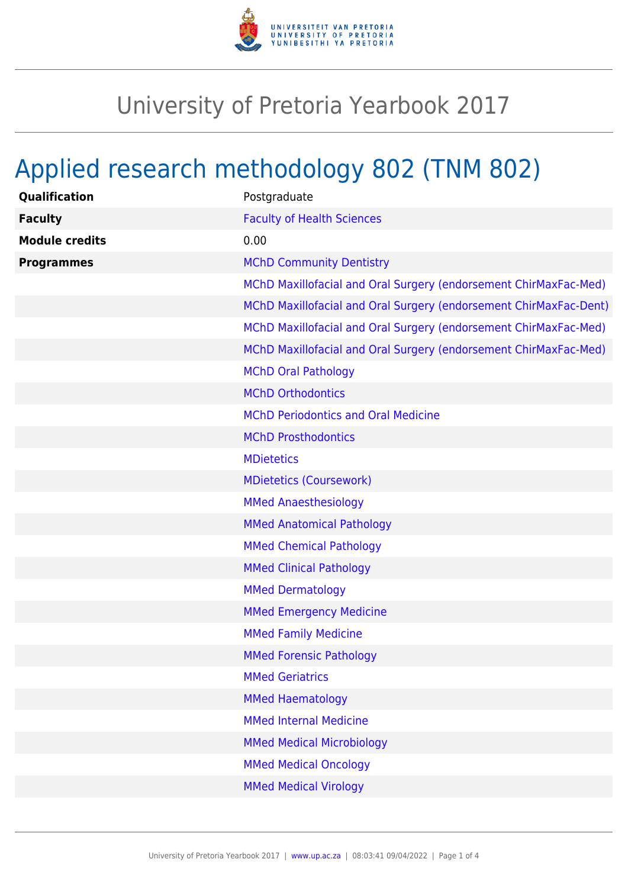# University of Pretoria Yearbook 2017

## Applied research methodology 802 (TNM 802)

| | |
|---|---|
| **Qualification** | Postgraduate |
| **Faculty** | Faculty of Health Sciences |
| **Module credits** | 0.00 |
| **Programmes** | MChD Community Dentistry |
| | MChD Maxillofacial and Oral Surgery (endorsement ChirMaxFac-Med) |
| | MChD Maxillofacial and Oral Surgery (endorsement ChirMaxFac-Dent) |
| | MChD Maxillofacial and Oral Surgery (endorsement ChirMaxFac-Med) |
| | MChD Maxillofacial and Oral Surgery (endorsement ChirMaxFac-Med) |
| | MChD Oral Pathology |
| | MChD Orthodontics |
| | MChD Periodontics and Oral Medicine |
| | MChD Prosthodontics |
| | MDietetics |
| | MDietetics (Coursework) |
| | MMed Anaesthesiology |
| | MMed Anatomical Pathology |
| | MMed Chemical Pathology |
| | MMed Clinical Pathology |
| | MMed Dermatology |
| | MMed Emergency Medicine |
| | MMed Family Medicine |
| | MMed Forensic Pathology |
| | MMed Geriatrics |
| | MMed Haematology |
| | MMed Internal Medicine |
| | MMed Medical Microbiology |
| | MMed Medical Oncology |
| | MMed Medical Virology |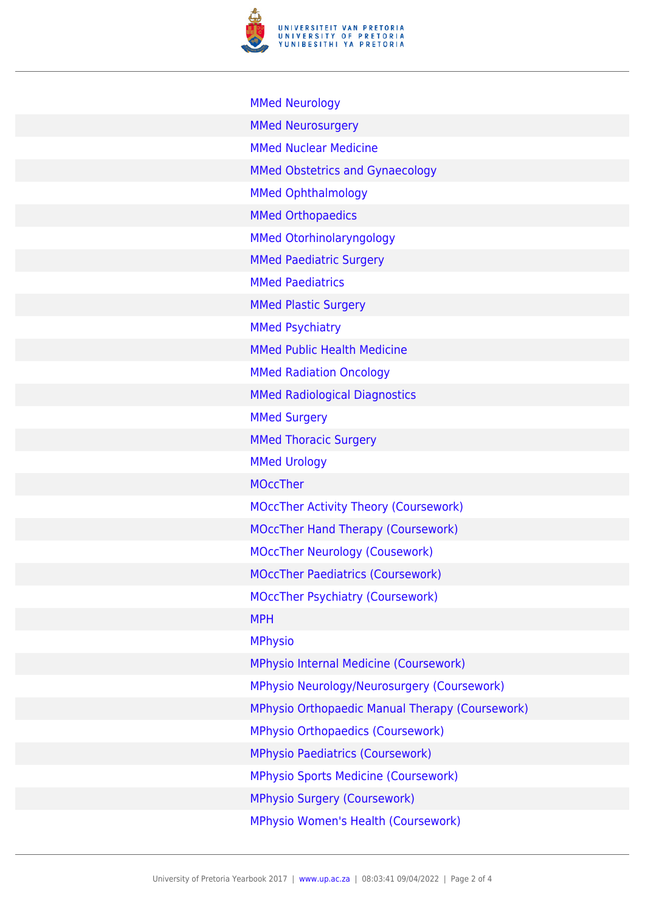- MMed Neurology
- MMed Neurosurgery
- MMed Nuclear Medicine
- MMed Obstetrics and Gynaecology
- MMed Ophthalmology
- MMed Orthopaedics
- MMed Otorhinolaryngology
- MMed Paediatric Surgery
- MMed Paediatrics
- MMed Plastic Surgery
- MMed Psychiatry
- MMed Public Health Medicine
- MMed Radiation Oncology
- MMed Radiological Diagnostics
- MMed Surgery
- MMed Thoracic Surgery
- MMed Urology
- MOccTher
- MOccTher Activity Theory (Coursework)
- MOccTher Hand Therapy (Coursework)
- MOccTher Neurology (Cousework)
- MOccTher Paediatrics (Coursework)
- MOccTher Psychiatry (Coursework)
- MPH
- MPhysio
- MPhysio Internal Medicine (Coursework)
- MPhysio Neurology/Neurosurgery (Coursework)
- MPhysio Orthopaedic Manual Therapy (Coursework)
- MPhysio Orthopaedics (Coursework)
- MPhysio Paediatrics (Coursework)
- MPhysio Sports Medicine (Coursework)
- MPhysio Surgery (Coursework)
- MPhysio Women's Health (Coursework)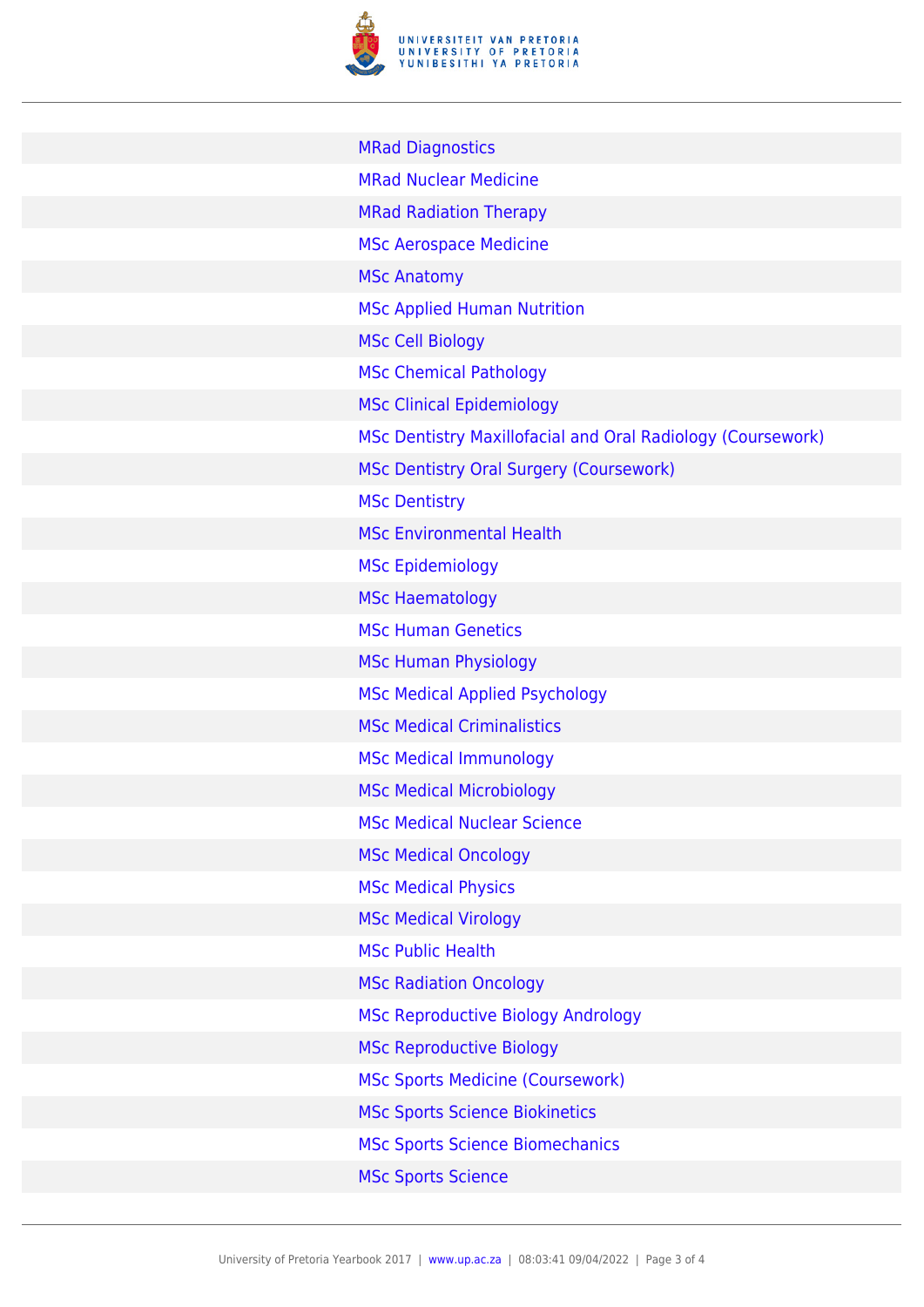- MRad Diagnostics
- MRad Nuclear Medicine
- MRad Radiation Therapy
- MSc Aerospace Medicine
- MSc Anatomy
- MSc Applied Human Nutrition
- MSc Cell Biology
- MSc Chemical Pathology
- MSc Clinical Epidemiology
- MSc Dentistry Maxillofacial and Oral Radiology (Coursework)
- MSc Dentistry Oral Surgery (Coursework)
- MSc Dentistry
- MSc Environmental Health
- MSc Epidemiology
- MSc Haematology
- MSc Human Genetics
- MSc Human Physiology
- MSc Medical Applied Psychology
- MSc Medical Criminalistics
- MSc Medical Immunology
- MSc Medical Microbiology
- MSc Medical Nuclear Science
- MSc Medical Oncology
- MSc Medical Physics
- MSc Medical Virology
- MSc Public Health
- MSc Radiation Oncology
- MSc Reproductive Biology Andrology
- MSc Reproductive Biology
- MSc Sports Medicine (Coursework)
- MSc Sports Science Biokinetics
- MSc Sports Science Biomechanics
- MSc Sports Science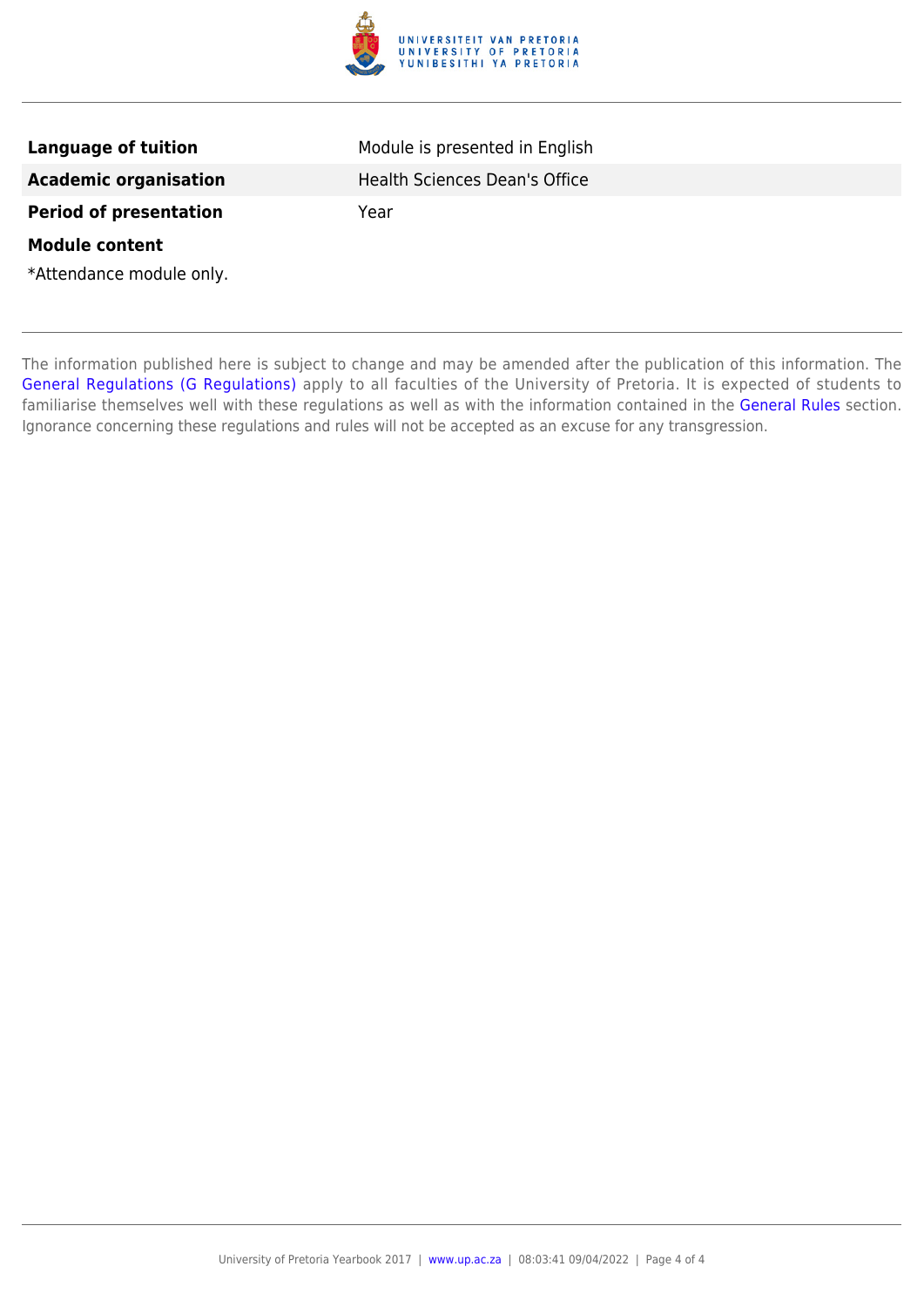| | |
|---|---|
| **Language of tuition** | Module is presented in English |
| **Academic organisation** | Health Sciences Dean's Office |
| **Period of presentation** | Year |

**Module content**

*Attendance module only.

The information published here is subject to change and may be amended after the publication of this information. The General Regulations (G Regulations) apply to all faculties of the University of Pretoria. It is expected of students to familiarise themselves well with these regulations as well as with the information contained in the General Rules section. Ignorance concerning these regulations and rules will not be accepted as an excuse for any transgression.